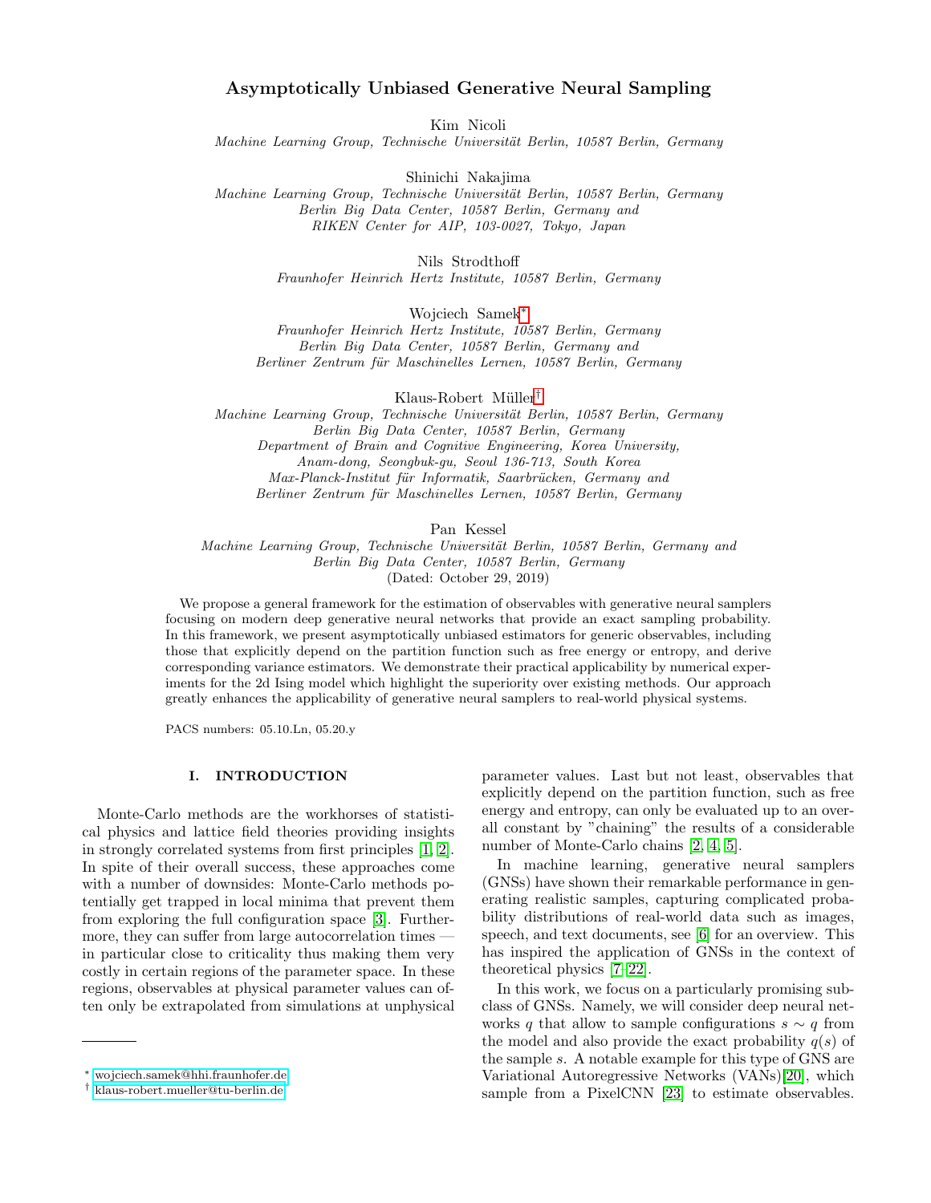# Asymptotically Unbiased Generative Neural Sampling

Kim Nicoli
*Machine Learning Group, Technische Universität Berlin, 10587 Berlin, Germany*

Shinichi Nakajima
*Machine Learning Group, Technische Universität Berlin, 10587 Berlin, Germany*
*Berlin Big Data Center, 10587 Berlin, Germany and*
*RIKEN Center for AIP, 103-0027, Tokyo, Japan*

Nils Strodthoff
*Fraunhofer Heinrich Hertz Institute, 10587 Berlin, Germany*

Wojciech Samek[*]
*Fraunhofer Heinrich Hertz Institute, 10587 Berlin, Germany*
*Berlin Big Data Center, 10587 Berlin, Germany and*
*Berliner Zentrum für Maschinelles Lernen, 10587 Berlin, Germany*

Klaus-Robert Müller[†]
*Machine Learning Group, Technische Universität Berlin, 10587 Berlin, Germany*
*Berlin Big Data Center, 10587 Berlin, Germany*
*Department of Brain and Cognitive Engineering, Korea University,*
*Anam-dong, Seongbuk-gu, Seoul 136-713, South Korea*
*Max-Planck-Institut für Informatik, Saarbrücken, Germany and*
*Berliner Zentrum für Maschinelles Lernen, 10587 Berlin, Germany*

Pan Kessel
*Machine Learning Group, Technische Universität Berlin, 10587 Berlin, Germany and*
*Berlin Big Data Center, 10587 Berlin, Germany*
(Dated: October 29, 2019)

We propose a general framework for the estimation of observables with generative neural samplers focusing on modern deep generative neural networks that provide an exact sampling probability. In this framework, we present asymptotically unbiased estimators for generic observables, including those that explicitly depend on the partition function such as free energy or entropy, and derive corresponding variance estimators. We demonstrate their practical applicability by numerical experiments for the 2d Ising model which highlight the superiority over existing methods. Our approach greatly enhances the applicability of generative neural samplers to real-world physical systems.

PACS numbers: 05.10.Ln, 05.20.y

## I. INTRODUCTION

Monte-Carlo methods are the workhorses of statistical physics and lattice field theories providing insights in strongly correlated systems from first principles [1, 2]. In spite of their overall success, these approaches come with a number of downsides: Monte-Carlo methods potentially get trapped in local minima that prevent them from exploring the full configuration space [3]. Furthermore, they can suffer from large autocorrelation times — in particular close to criticality thus making them very costly in certain regions of the parameter space. In these regions, observables at physical parameter values can often only be extrapolated from simulations at unphysical parameter values. Last but not least, observables that explicitly depend on the partition function, such as free energy and entropy, can only be evaluated up to an overall constant by "chaining" the results of a considerable number of Monte-Carlo chains [2, 4, 5].

In machine learning, generative neural samplers (GNSs) have shown their remarkable performance in generating realistic samples, capturing complicated probability distributions of real-world data such as images, speech, and text documents, see [6] for an overview. This has inspired the application of GNSs in the context of theoretical physics [7–22].

In this work, we focus on a particularly promising subclass of GNSs. Namely, we will consider deep neural networks $q$ that allow to sample configurations $s \sim q$ from the model and also provide the exact probability $q(s)$ of the sample $s$. A notable example for this type of GNS are Variational Autoregressive Networks (VANs)[20], which sample from a PixelCNN [23] to estimate observables.

[*] wojciech.samek@hhi.fraunhofer.de
[†] klaus-robert.mueller@tu-berlin.de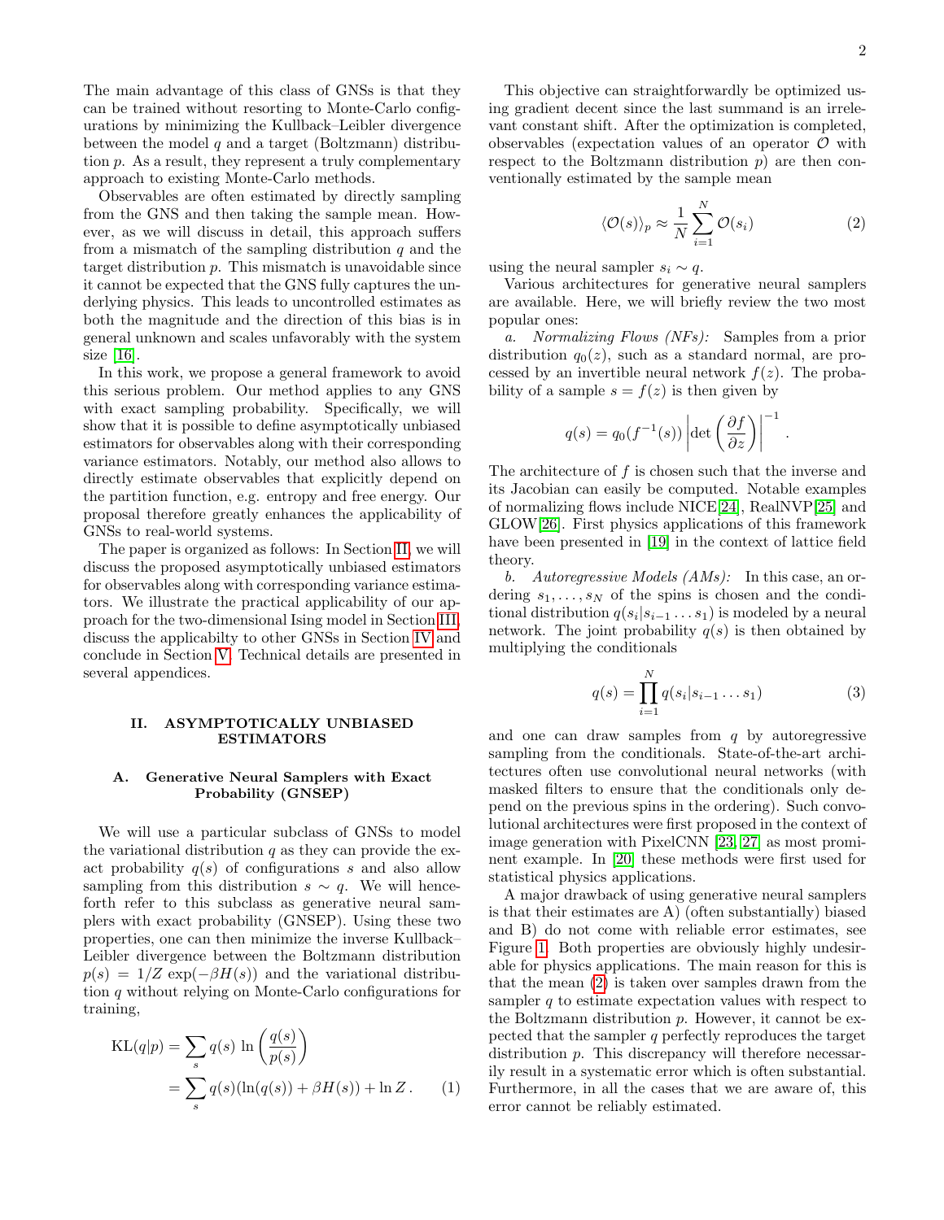The main advantage of this class of GNSs is that they can be trained without resorting to Monte-Carlo configurations by minimizing the Kullback–Leibler divergence between the model $q$ and a target (Boltzmann) distribution $p$. As a result, they represent a truly complementary approach to existing Monte-Carlo methods.

Observables are often estimated by directly sampling from the GNS and then taking the sample mean. However, as we will discuss in detail, this approach suffers from a mismatch of the sampling distribution $q$ and the target distribution $p$. This mismatch is unavoidable since it cannot be expected that the GNS fully captures the underlying physics. This leads to uncontrolled estimates as both the magnitude and the direction of this bias is in general unknown and scales unfavorably with the system size [16].

In this work, we propose a general framework to avoid this serious problem. Our method applies to any GNS with exact sampling probability. Specifically, we will show that it is possible to define asymptotically unbiased estimators for observables along with their corresponding variance estimators. Notably, our method also allows to directly estimate observables that explicitly depend on the partition function, e.g. entropy and free energy. Our proposal therefore greatly enhances the applicability of GNSs to real-world systems.

The paper is organized as follows: In Section II, we will discuss the proposed asymptotically unbiased estimators for observables along with corresponding variance estimators. We illustrate the practical applicability of our approach for the two-dimensional Ising model in Section III, discuss the applicabilty to other GNSs in Section IV and conclude in Section V. Technical details are presented in several appendices.

## II. ASYMPTOTICALLY UNBIASED ESTIMATORS

### A. Generative Neural Samplers with Exact Probability (GNSEP)

We will use a particular subclass of GNSs to model the variational distribution $q$ as they can provide the exact probability $q(s)$ of configurations $s$ and also allow sampling from this distribution $s \sim q$. We will henceforth refer to this subclass as generative neural samplers with exact probability (GNSEP). Using these two properties, one can then minimize the inverse Kullback–Leibler divergence between the Boltzmann distribution $p(s) = 1/Z \exp(-\beta H(s))$ and the variational distribution $q$ without relying on Monte-Carlo configurations for training,

$$
\begin{aligned}
\mathrm{KL}(q|p) &= \sum_s q(s) \ln\left(\frac{q(s)}{p(s)}\right) \\
&= \sum_s q(s)(\ln(q(s)) + \beta H(s)) + \ln Z\,. \qquad (1)
\end{aligned}
$$

This objective can straightforwardly be optimized using gradient decent since the last summand is an irrelevant constant shift. After the optimization is completed, observables (expectation values of an operator $\mathcal{O}$ with respect to the Boltzmann distribution $p$) are then conventionally estimated by the sample mean

$$
\langle \mathcal{O}(s) \rangle_p \approx \frac{1}{N} \sum_{i=1}^{N} \mathcal{O}(s_i) \qquad (2)
$$

using the neural sampler $s_i \sim q$.

Various architectures for generative neural samplers are available. Here, we will briefly review the two most popular ones:

*a. Normalizing Flows (NFs):* Samples from a prior distribution $q_0(z)$, such as a standard normal, are processed by an invertible neural network $f(z)$. The probability of a sample $s = f(z)$ is then given by

$$
q(s) = q_0(f^{-1}(s)) \left| \det\left(\frac{\partial f}{\partial z}\right) \right|^{-1} .
$$

The architecture of $f$ is chosen such that the inverse and its Jacobian can easily be computed. Notable examples of normalizing flows include NICE[24], RealNVP[25] and GLOW[26]. First physics applications of this framework have been presented in [19] in the context of lattice field theory.

*b. Autoregressive Models (AMs):* In this case, an ordering $s_1, \dots, s_N$ of the spins is chosen and the conditional distribution $q(s_i|s_{i-1} \dots s_1)$ is modeled by a neural network. The joint probability $q(s)$ is then obtained by multiplying the conditionals

$$
q(s) = \prod_{i=1}^{N} q(s_i|s_{i-1} \dots s_1) \qquad (3)
$$

and one can draw samples from $q$ by autoregressive sampling from the conditionals. State-of-the-art architectures often use convolutional neural networks (with masked filters to ensure that the conditionals only depend on the previous spins in the ordering). Such convolutional architectures were first proposed in the context of image generation with PixelCNN [23, 27] as most prominent example. In [20] these methods were first used for statistical physics applications.

A major drawback of using generative neural samplers is that their estimates are A) (often substantially) biased and B) do not come with reliable error estimates, see Figure 1. Both properties are obviously highly undesirable for physics applications. The main reason for this is that the mean (2) is taken over samples drawn from the sampler $q$ to estimate expectation values with respect to the Boltzmann distribution $p$. However, it cannot be expected that the sampler $q$ perfectly reproduces the target distribution $p$. This discrepancy will therefore necessarily result in a systematic error which is often substantial. Furthermore, in all the cases that we are aware of, this error cannot be reliably estimated.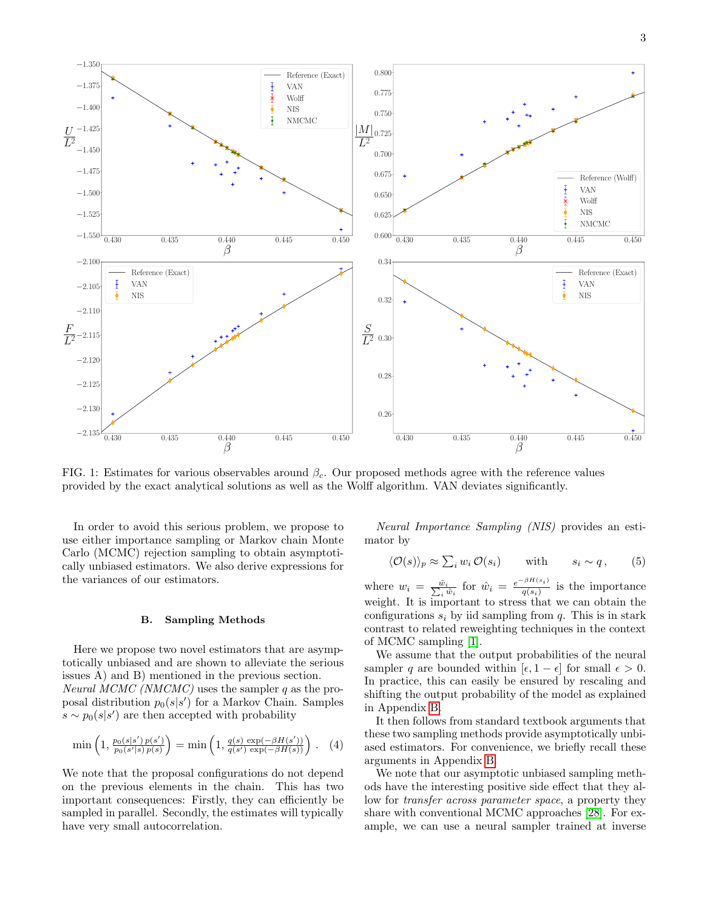FIG. 1: Estimates for various observables around $\beta_c$. Our proposed methods agree with the reference values provided by the exact analytical solutions as well as the Wolff algorithm. VAN deviates significantly.

In order to avoid this serious problem, we propose to use either importance sampling or Markov chain Monte Carlo (MCMC) rejection sampling to obtain asymptotically unbiased estimators. We also derive expressions for the variances of our estimators.

### B. Sampling Methods

Here we propose two novel estimators that are asymptotically unbiased and are shown to alleviate the serious issues A) and B) mentioned in the previous section.
*Neural MCMC (NMCMC)* uses the sampler $q$ as the proposal distribution $p_0(s|s')$ for a Markov Chain. Samples $s \sim p_0(s|s')$ are then accepted with probability

$$\min\left(1, \frac{p_0(s|s')\,p(s')}{p_0(s'|s)\,p(s)}\right) = \min\left(1, \frac{q(s)\,\exp(-\beta H(s'))}{q(s')\,\exp(-\beta H(s))}\right) . \quad (4)$$

We note that the proposal configurations do not depend on the previous elements in the chain. This has two important consequences: Firstly, they can efficiently be sampled in parallel. Secondly, the estimates will typically have very small autocorrelation.

*Neural Importance Sampling (NIS)* provides an estimator by

$$\langle \mathcal{O}(s) \rangle_p \approx \textstyle\sum_i w_i\, \mathcal{O}(s_i) \qquad \text{with} \qquad s_i \sim q\,, \quad (5)$$

where $w_i = \frac{\hat{w}_i}{\sum_i \hat{w}_i}$ for $\hat{w}_i = \frac{e^{-\beta H(s_i)}}{q(s_i)}$ is the importance weight. It is important to stress that we can obtain the configurations $s_i$ by iid sampling from $q$. This is in stark contrast to related reweighting techniques in the context of MCMC sampling [1].

We assume that the output probabilities of the neural sampler $q$ are bounded within $[\epsilon, 1-\epsilon]$ for small $\epsilon > 0$. In practice, this can easily be ensured by rescaling and shifting the output probability of the model as explained in Appendix B.

It then follows from standard textbook arguments that these two sampling methods provide asymptotically unbiased estimators. For convenience, we briefly recall these arguments in Appendix B.

We note that our asymptotic unbiased sampling methods have the interesting positive side effect that they allow for *transfer across parameter space*, a property they share with conventional MCMC approaches [28]. For example, we can use a neural sampler trained at inverse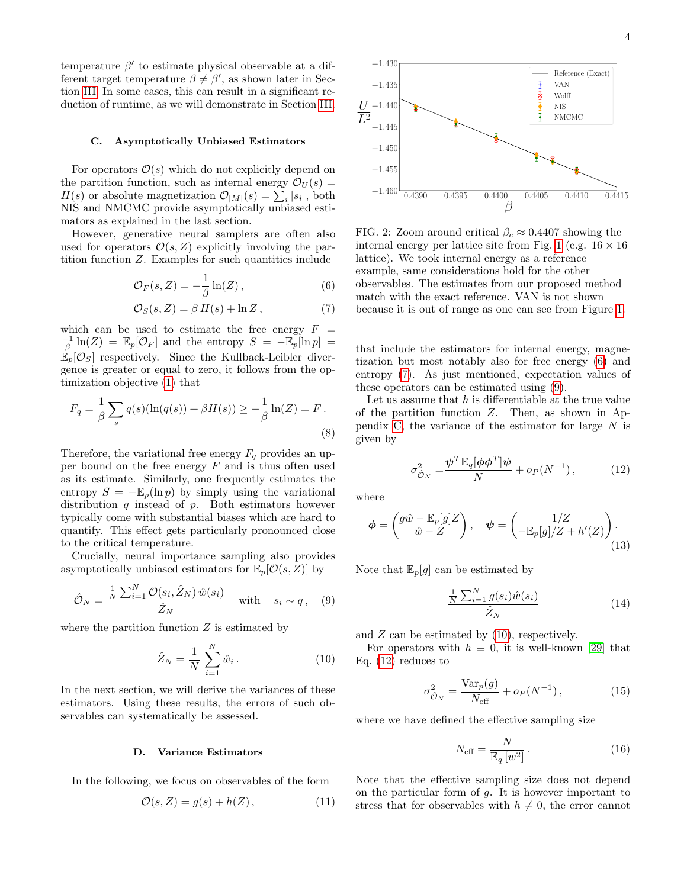temperature $\beta'$ to estimate physical observable at a different target temperature $\beta \neq \beta'$, as shown later in Section III. In some cases, this can result in a significant reduction of runtime, as we will demonstrate in Section III.

### C. Asymptotically Unbiased Estimators

For operators $\mathcal{O}(s)$ which do not explicitly depend on the partition function, such as internal energy $\mathcal{O}_U(s) = H(s)$ or absolute magnetization $\mathcal{O}_{|M|}(s) = \sum_i |s_i|$, both NIS and NMCMC provide asymptotically unbiased estimators as explained in the last section.

However, generative neural samplers are often also used for operators $\mathcal{O}(s, Z)$ explicitly involving the partition function $Z$. Examples for such quantities include

$$\mathcal{O}_F(s, Z) = -\frac{1}{\beta}\ln(Z)\,, \tag{6}$$

$$\mathcal{O}_S(s, Z) = \beta\, H(s) + \ln Z\,, \tag{7}$$

which can be used to estimate the free energy $F = \frac{-1}{\beta}\ln(Z) = \mathbb{E}_p[\mathcal{O}_F]$ and the entropy $S = -\mathbb{E}_p[\ln p] = \mathbb{E}_p[\mathcal{O}_S]$ respectively. Since the Kullback-Leibler divergence is greater or equal to zero, it follows from the optimization objective (1) that

$$F_q = \frac{1}{\beta}\sum_s q(s)(\ln(q(s)) + \beta H(s)) \geq -\frac{1}{\beta}\ln(Z) = F\,. \tag{8}$$

Therefore, the variational free energy $F_q$ provides an upper bound on the free energy $F$ and is thus often used as its estimate. Similarly, one frequently estimates the entropy $S = -\mathbb{E}_p(\ln p)$ by simply using the variational distribution $q$ instead of $p$. Both estimators however typically come with substantial biases which are hard to quantify. This effect gets particularly pronounced close to the critical temperature.

Crucially, neural importance sampling also provides asymptotically unbiased estimators for $\mathbb{E}_p[\mathcal{O}(s, Z)]$ by

$$\hat{\mathcal{O}}_N = \frac{\frac{1}{N}\sum_{i=1}^N \mathcal{O}(s_i, \hat{Z}_N)\, \hat{w}(s_i)}{\hat{Z}_N} \quad \text{with} \quad s_i \sim q\,, \tag{9}$$

where the partition function $Z$ is estimated by

$$\hat{Z}_N = \frac{1}{N}\sum_{i=1}^N \hat{w}_i\,. \tag{10}$$

In the next section, we will derive the variances of these estimators. Using these results, the errors of such observables can systematically be assessed.

### D. Variance Estimators

In the following, we focus on observables of the form

$$\mathcal{O}(s, Z) = g(s) + h(Z)\,, \tag{11}$$

FIG. 2: Zoom around critical $\beta_c \approx 0.4407$ showing the internal energy per lattice site from Fig. 1 (e.g. $16 \times 16$ lattice). We took internal energy as a reference example, same considerations hold for the other observables. The estimates from our proposed method match with the exact reference. VAN is not shown because it is out of range as one can see from Figure 1.

that include the estimators for internal energy, magnetization but most notably also for free energy (6) and entropy (7). As just mentioned, expectation values of these operators can be estimated using (9).

Let us assume that $h$ is differentiable at the true value of the partition function $Z$. Then, as shown in Appendix C, the variance of the estimator for large $N$ is given by

$$\sigma^2_{\hat{\mathcal{O}}_N} = \frac{\boldsymbol{\psi}^T \mathbb{E}_q[\boldsymbol{\phi}\boldsymbol{\phi}^T]\boldsymbol{\psi}}{N} + o_P(N^{-1})\,, \tag{12}$$

where

$$\boldsymbol{\phi} = \begin{pmatrix} g\hat{w} - \mathbb{E}_p[g]Z \\ \hat{w} - Z \end{pmatrix}, \quad \boldsymbol{\psi} = \begin{pmatrix} 1/Z \\ -\mathbb{E}_p[g]/Z + h'(Z) \end{pmatrix}. \tag{13}$$

Note that $\mathbb{E}_p[g]$ can be estimated by

$$\frac{\frac{1}{N}\sum_{i=1}^N g(s_i)\hat{w}(s_i)}{\hat{Z}_N} \tag{14}$$

and $Z$ can be estimated by (10), respectively.

For operators with $h \equiv 0$, it is well-known [29] that Eq. (12) reduces to

$$\sigma^2_{\hat{\mathcal{O}}_N} = \frac{\mathrm{Var}_p(g)}{N_{\text{eff}}} + o_P(N^{-1})\,, \tag{15}$$

where we have defined the effective sampling size

$$N_{\text{eff}} = \frac{N}{\mathbb{E}_q\left[w^2\right]}\,. \tag{16}$$

Note that the effective sampling size does not depend on the particular form of $g$. It is however important to stress that for observables with $h \neq 0$, the error cannot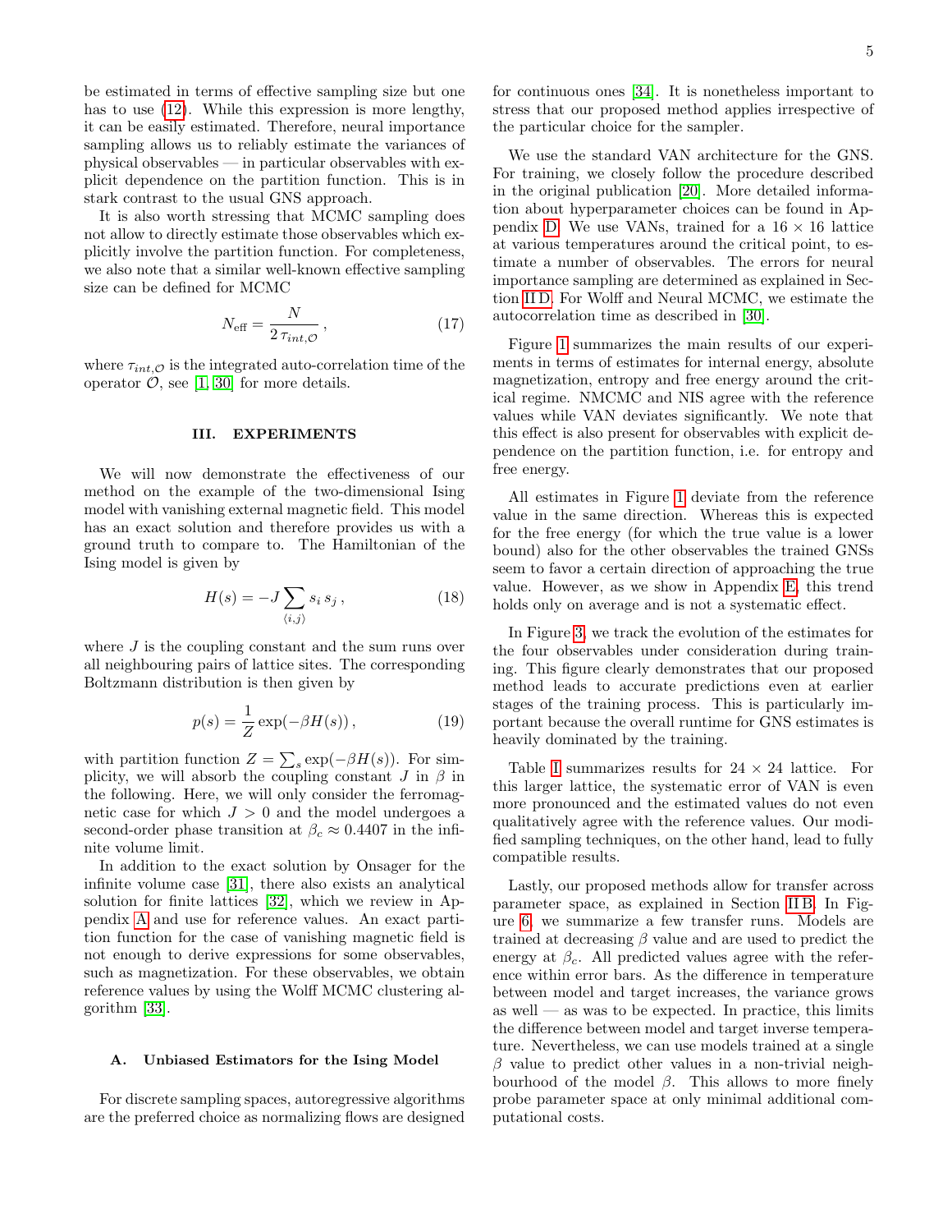be estimated in terms of effective sampling size but one has to use (12). While this expression is more lengthy, it can be easily estimated. Therefore, neural importance sampling allows us to reliably estimate the variances of physical observables — in particular observables with explicit dependence on the partition function. This is in stark contrast to the usual GNS approach.

It is also worth stressing that MCMC sampling does not allow to directly estimate those observables which explicitly involve the partition function. For completeness, we also note that a similar well-known effective sampling size can be defined for MCMC

$$N_{\text{eff}} = \frac{N}{2\,\tau_{int,\mathcal{O}}}\,, \tag{17}$$

where $\tau_{int,\mathcal{O}}$ is the integrated auto-correlation time of the operator $\mathcal{O}$, see [1, 30] for more details.

## III. EXPERIMENTS

We will now demonstrate the effectiveness of our method on the example of the two-dimensional Ising model with vanishing external magnetic field. This model has an exact solution and therefore provides us with a ground truth to compare to. The Hamiltonian of the Ising model is given by

$$H(s) = -J \sum_{\langle i,j \rangle} s_i\, s_j\,, \tag{18}$$

where $J$ is the coupling constant and the sum runs over all neighbouring pairs of lattice sites. The corresponding Boltzmann distribution is then given by

$$p(s) = \frac{1}{Z} \exp(-\beta H(s))\,, \tag{19}$$

with partition function $Z = \sum_s \exp(-\beta H(s))$. For simplicity, we will absorb the coupling constant $J$ in $\beta$ in the following. Here, we will only consider the ferromagnetic case for which $J > 0$ and the model undergoes a second-order phase transition at $\beta_c \approx 0.4407$ in the infinite volume limit.

In addition to the exact solution by Onsager for the infinite volume case [31], there also exists an analytical solution for finite lattices [32], which we review in Appendix A and use for reference values. An exact partition function for the case of vanishing magnetic field is not enough to derive expressions for some observables, such as magnetization. For these observables, we obtain reference values by using the Wolff MCMC clustering algorithm [33].

### A. Unbiased Estimators for the Ising Model

For discrete sampling spaces, autoregressive algorithms are the preferred choice as normalizing flows are designed for continuous ones [34]. It is nonetheless important to stress that our proposed method applies irrespective of the particular choice for the sampler.

We use the standard VAN architecture for the GNS. For training, we closely follow the procedure described in the original publication [20]. More detailed information about hyperparameter choices can be found in Appendix D. We use VANs, trained for a $16 \times 16$ lattice at various temperatures around the critical point, to estimate a number of observables. The errors for neural importance sampling are determined as explained in Section II D. For Wolff and Neural MCMC, we estimate the autocorrelation time as described in [30].

Figure 1 summarizes the main results of our experiments in terms of estimates for internal energy, absolute magnetization, entropy and free energy around the critical regime. NMCMC and NIS agree with the reference values while VAN deviates significantly. We note that this effect is also present for observables with explicit dependence on the partition function, i.e. for entropy and free energy.

All estimates in Figure 1 deviate from the reference value in the same direction. Whereas this is expected for the free energy (for which the true value is a lower bound) also for the other observables the trained GNSs seem to favor a certain direction of approaching the true value. However, as we show in Appendix E, this trend holds only on average and is not a systematic effect.

In Figure 3, we track the evolution of the estimates for the four observables under consideration during training. This figure clearly demonstrates that our proposed method leads to accurate predictions even at earlier stages of the training process. This is particularly important because the overall runtime for GNS estimates is heavily dominated by the training.

Table I summarizes results for $24 \times 24$ lattice. For this larger lattice, the systematic error of VAN is even more pronounced and the estimated values do not even qualitatively agree with the reference values. Our modified sampling techniques, on the other hand, lead to fully compatible results.

Lastly, our proposed methods allow for transfer across parameter space, as explained in Section II B. In Figure 6, we summarize a few transfer runs. Models are trained at decreasing $\beta$ value and are used to predict the energy at $\beta_c$. All predicted values agree with the reference within error bars. As the difference in temperature between model and target increases, the variance grows as well — as was to be expected. In practice, this limits the difference between model and target inverse temperature. Nevertheless, we can use models trained at a single $\beta$ value to predict other values in a non-trivial neighbourhood of the model $\beta$. This allows to more finely probe parameter space at only minimal additional computational costs.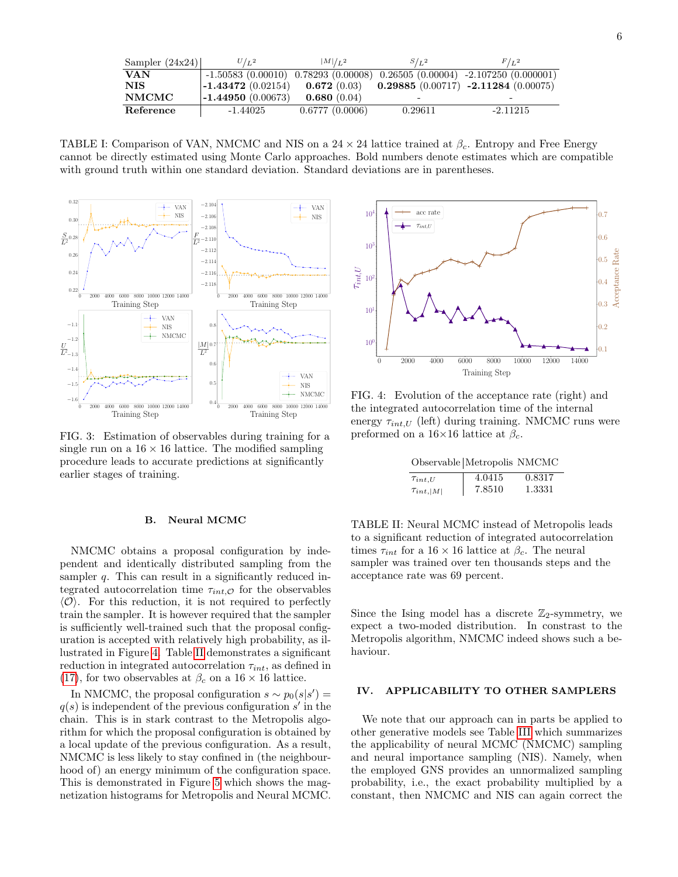| Sampler (24x24) | $U/L^2$ | $\|M\|/L^2$ | $S/L^2$ | $F/L^2$ |
|---|---|---|---|---|
| **VAN** | -1.50583 (0.00010) | 0.78293 (0.00008) | 0.26505 (0.00004) | -2.107250 (0.000001) |
| **NIS** | **-1.43472** (0.02154) | **0.672** (0.03) | **0.29885** (0.00717) | **-2.11284** (0.00075) |
| **NMCMC** | **-1.44950** (0.00673) | **0.680** (0.04) | - | - |
| **Reference** | -1.44025 | 0.6777 (0.0006) | 0.29611 | -2.11215 |

TABLE I: Comparison of VAN, NMCMC and NIS on a $24 \times 24$ lattice trained at $\beta_c$. Entropy and Free Energy cannot be directly estimated using Monte Carlo approaches. Bold numbers denote estimates which are compatible with ground truth within one standard deviation. Standard deviations are in parentheses.

FIG. 3: Estimation of observables during training for a single run on a $16 \times 16$ lattice. The modified sampling procedure leads to accurate predictions at significantly earlier stages of training.

FIG. 4: Evolution of the acceptance rate (right) and the integrated autocorrelation time of the internal energy $\tau_{int,U}$ (left) during training. NMCMC runs were preformed on a 16×16 lattice at $\beta_c$.

| Observable | Metropolis | NMCMC |
|---|---|---|
| $\tau_{int,U}$ | 4.0415 | 0.8317 |
| $\tau_{int,\|M\|}$ | 7.8510 | 1.3331 |

TABLE II: Neural MCMC instead of Metropolis leads to a significant reduction of integrated autocorrelation times $\tau_{int}$ for a $16 \times 16$ lattice at $\beta_c$. The neural sampler was trained over ten thousands steps and the acceptance rate was 69 percent.

### B. Neural MCMC

NMCMC obtains a proposal configuration by independent and identically distributed sampling from the sampler $q$. This can result in a significantly reduced integrated autocorrelation time $\tau_{int,\mathcal{O}}$ for the observables $\langle \mathcal{O} \rangle$. For this reduction, it is not required to perfectly train the sampler. It is however required that the sampler is sufficiently well-trained such that the proposal configuration is accepted with relatively high probability, as illustrated in Figure 4. Table II demonstrates a significant reduction in integrated autocorrelation $\tau_{int}$, as defined in (17), for two observables at $\beta_c$ on a $16 \times 16$ lattice.

In NMCMC, the proposal configuration $s \sim p_0(s|s') = q(s)$ is independent of the previous configuration $s'$ in the chain. This is in stark contrast to the Metropolis algorithm for which the proposal configuration is obtained by a local update of the previous configuration. As a result, NMCMC is less likely to stay confined in (the neighbourhood of) an energy minimum of the configuration space. This is demonstrated in Figure 5 which shows the magnetization histograms for Metropolis and Neural MCMC. Since the Ising model has a discrete $\mathbb{Z}_2$-symmetry, we expect a two-moded distribution. In constrast to the Metropolis algorithm, NMCMC indeed shows such a behaviour.

## IV. APPLICABILITY TO OTHER SAMPLERS

We note that our approach can in parts be applied to other generative models see Table III which summarizes the applicability of neural MCMC (NMCMC) sampling and neural importance sampling (NIS). Namely, when the employed GNS provides an unnormalized sampling probability, i.e., the exact probability multiplied by a constant, then NMCMC and NIS can again correct the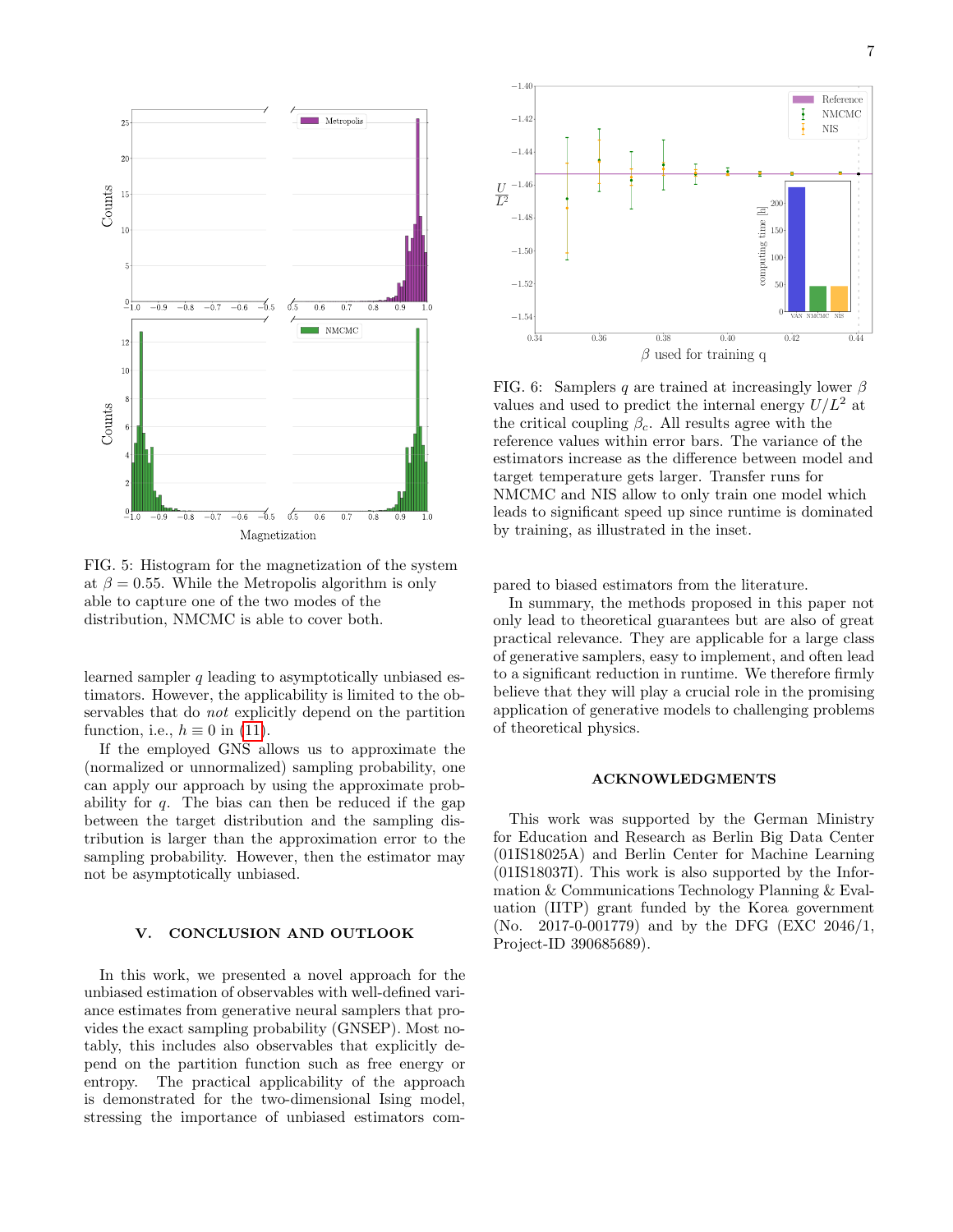Metropolis

Counts

NMCMC

Counts

Magnetization

FIG. 5: Histogram for the magnetization of the system at $\beta = 0.55$. While the Metropolis algorithm is only able to capture one of the two modes of the distribution, NMCMC is able to cover both.

Reference
NMCMC
NIS

$\frac{U}{L^2}$

computing time [h]

VAN NMCMC NIS

$\beta$ used for training q

FIG. 6: Samplers $q$ are trained at increasingly lower $\beta$ values and used to predict the internal energy $U/L^2$ at the critical coupling $\beta_c$. All results agree with the reference values within error bars. The variance of the estimators increase as the difference between model and target temperature gets larger. Transfer runs for NMCMC and NIS allow to only train one model which leads to significant speed up since runtime is dominated by training, as illustrated in the inset.

learned sampler $q$ leading to asymptotically unbiased estimators. However, the applicability is limited to the observables that do *not* explicitly depend on the partition function, i.e., $h \equiv 0$ in (11).

If the employed GNS allows us to approximate the (normalized or unnormalized) sampling probability, one can apply our approach by using the approximate probability for $q$. The bias can then be reduced if the gap between the target distribution and the sampling distribution is larger than the approximation error to the sampling probability. However, then the estimator may not be asymptotically unbiased.

## V. CONCLUSION AND OUTLOOK

In this work, we presented a novel approach for the unbiased estimation of observables with well-defined variance estimates from generative neural samplers that provides the exact sampling probability (GNSEP). Most notably, this includes also observables that explicitly depend on the partition function such as free energy or entropy. The practical applicability of the approach is demonstrated for the two-dimensional Ising model, stressing the importance of unbiased estimators compared to biased estimators from the literature.

In summary, the methods proposed in this paper not only lead to theoretical guarantees but are also of great practical relevance. They are applicable for a large class of generative samplers, easy to implement, and often lead to a significant reduction in runtime. We therefore firmly believe that they will play a crucial role in the promising application of generative models to challenging problems of theoretical physics.

## ACKNOWLEDGMENTS

This work was supported by the German Ministry for Education and Research as Berlin Big Data Center (01IS18025A) and Berlin Center for Machine Learning (01IS18037I). This work is also supported by the Information & Communications Technology Planning & Evaluation (IITP) grant funded by the Korea government (No. 2017-0-001779) and by the DFG (EXC 2046/1, Project-ID 390685689).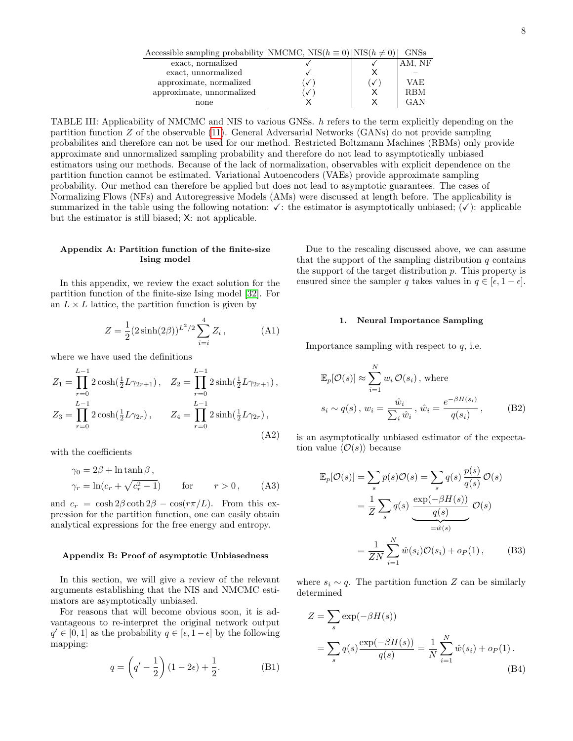| Accessible sampling probability | NMCMC, NIS($h \equiv 0$) | NIS($h \neq 0$) | GNSs |
|---|---|---|---|
| exact, normalized | ✓ | ✓ | AM, NF |
| exact, unnormalized | ✓ | X | – |
| approximate, normalized | (✓) | (✓) | VAE |
| approximate, unnormalized | (✓) | X | RBM |
| none | X | X | GAN |

TABLE III: Applicability of NMCMC and NIS to various GNSs. $h$ refers to the term explicitly depending on the partition function $Z$ of the observable (11). General Adversarial Networks (GANs) do not provide sampling probabilites and therefore can not be used for our method. Restricted Boltzmann Machines (RBMs) only provide approximate and unnormalized sampling probability and therefore do not lead to asymptotically unbiased estimators using our methods. Because of the lack of normalization, observables with explicit dependence on the partition function cannot be estimated. Variational Autoencoders (VAEs) provide approximate sampling probability. Our method can therefore be applied but does not lead to asymptotic guarantees. The cases of Normalizing Flows (NFs) and Autoregressive Models (AMs) were discussed at length before. The applicability is summarized in the table using the following notation: ✓: the estimator is asymptotically unbiased; (✓): applicable but the estimator is still biased; X: not applicable.

## Appendix A: Partition function of the finite-size Ising model

In this appendix, we review the exact solution for the partition function of the finite-size Ising model [32]. For an $L \times L$ lattice, the partition function is given by

$$Z = \frac{1}{2}(2\sinh(2\beta))^{L^2/2} \sum_{i=i}^{4} Z_i \,, \tag{A1}$$

where we have used the definitions

$$Z_1 = \prod_{r=0}^{L-1} 2\cosh(\tfrac{1}{2}L\gamma_{2r+1}) \,, \quad Z_2 = \prod_{r=0}^{L-1} 2\sinh(\tfrac{1}{2}L\gamma_{2r+1}) \,,$$
$$Z_3 = \prod_{r=0}^{L-1} 2\cosh(\tfrac{1}{2}L\gamma_{2r}) \,, \qquad Z_4 = \prod_{r=0}^{L-1} 2\sinh(\tfrac{1}{2}L\gamma_{2r}) \,, \tag{A2}$$

with the coefficients

$$\gamma_0 = 2\beta + \ln\tanh\beta \,,$$
$$\gamma_r = \ln(c_r + \sqrt{c_r^2 - 1}) \qquad \text{for} \qquad r > 0 \,, \tag{A3}$$

and $c_r = \cosh 2\beta \coth 2\beta - \cos(r\pi/L)$. From this expression for the partition function, one can easily obtain analytical expressions for the free energy and entropy.

## Appendix B: Proof of asymptotic Unbiasedness

In this section, we will give a review of the relevant arguments establishing that the NIS and NMCMC estimators are asymptotically unbiased.

For reasons that will become obvious soon, it is advantageous to re-interpret the original network output $q' \in [0, 1]$ as the probability $q \in [\epsilon, 1-\epsilon]$ by the following mapping:

$$q = \left(q' - \frac{1}{2}\right)(1 - 2\epsilon) + \frac{1}{2}. \tag{B1}$$

Due to the rescaling discussed above, we can assume that the support of the sampling distribution $q$ contains the support of the target distribution $p$. This property is ensured since the sampler $q$ takes values in $q \in [\epsilon, 1-\epsilon]$.

### 1. Neural Importance Sampling

Importance sampling with respect to $q$, i.e.

$$\mathbb{E}_p[\mathcal{O}(s)] \approx \sum_{i=1}^{N} w_i \, \mathcal{O}(s_i) \,, \text{ where}$$
$$s_i \sim q(s) \,, \; w_i = \frac{\hat{w}_i}{\sum_i \hat{w}_i} \,, \; \hat{w}_i = \frac{e^{-\beta H(s_i)}}{q(s_i)} \,, \tag{B2}$$

is an asymptotically unbiased estimator of the expectation value $\langle \mathcal{O}(s) \rangle$ because

$$\begin{aligned}\mathbb{E}_p[\mathcal{O}(s)] &= \sum_s p(s)\mathcal{O}(s) = \sum_s q(s)\,\frac{p(s)}{q(s)}\,\mathcal{O}(s) \\ &= \frac{1}{Z}\sum_s q(s)\,\underbrace{\frac{\exp(-\beta H(s))}{q(s)}}_{=\hat{w}(s)}\,\mathcal{O}(s) \\ &= \frac{1}{ZN}\sum_{i=1}^{N} \hat{w}(s_i)\mathcal{O}(s_i) + o_P(1) \,, \end{aligned} \tag{B3}$$

where $s_i \sim q$. The partition function $Z$ can be similarly determined

$$\begin{aligned} Z &= \sum_s \exp(-\beta H(s)) \\ &= \sum_s q(s)\frac{\exp(-\beta H(s))}{q(s)} = \frac{1}{N}\sum_{i=1}^{N} \hat{w}(s_i) + o_P(1) \,. \end{aligned} \tag{B4}$$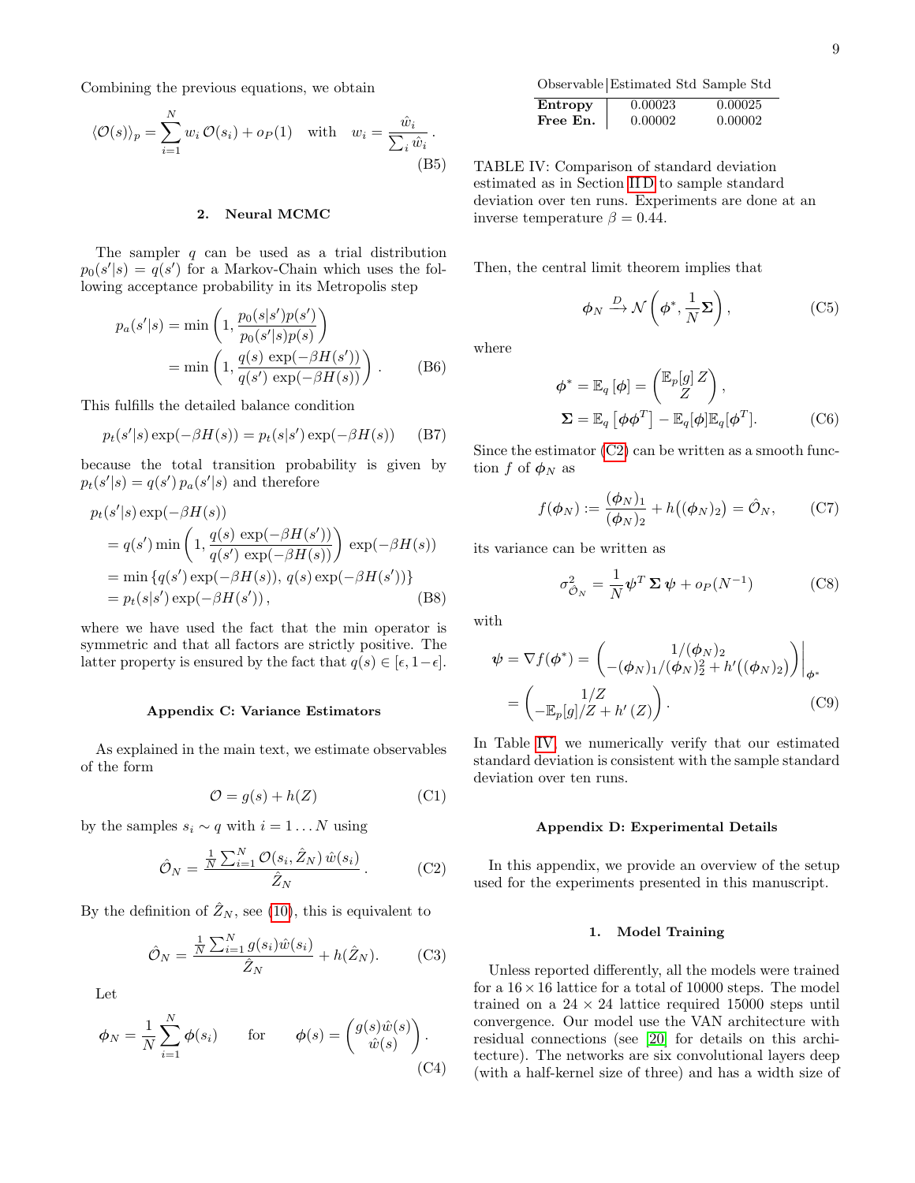Combining the previous equations, we obtain

$$\langle \mathcal{O}(s) \rangle_p = \sum_{i=1}^{N} w_i \, \mathcal{O}(s_i) + o_P(1) \quad \text{with} \quad w_i = \frac{\hat{w}_i}{\sum_i \hat{w}_i} \,. \tag{B5}$$

### 2. Neural MCMC

The sampler $q$ can be used as a trial distribution $p_0(s'|s) = q(s')$ for a Markov-Chain which uses the following acceptance probability in its Metropolis step

$$\begin{aligned} p_a(s'|s) &= \min\left(1, \frac{p_0(s|s')p(s')}{p_0(s'|s)p(s)}\right) \\ &= \min\left(1, \frac{q(s)\, \exp(-\beta H(s'))}{q(s')\, \exp(-\beta H(s))}\right) . \end{aligned} \tag{B6}$$

This fulfills the detailed balance condition

$$p_t(s'|s) \exp(-\beta H(s)) = p_t(s|s') \exp(-\beta H(s)) \tag{B7}$$

because the total transition probability is given by $p_t(s'|s) = q(s')\, p_a(s'|s)$ and therefore

$$\begin{aligned} &p_t(s'|s) \exp(-\beta H(s)) \\ &= q(s') \min\left(1, \frac{q(s)\, \exp(-\beta H(s'))}{q(s')\, \exp(-\beta H(s))}\right) \exp(-\beta H(s)) \\ &= \min\left\{q(s') \exp(-\beta H(s)),\, q(s) \exp(-\beta H(s'))\right\} \\ &= p_t(s|s') \exp(-\beta H(s')) \,, \end{aligned} \tag{B8}$$

where we have used the fact that the min operator is symmetric and that all factors are strictly positive. The latter property is ensured by the fact that $q(s) \in [\epsilon, 1-\epsilon]$.

## Appendix C: Variance Estimators

As explained in the main text, we estimate observables of the form

$$\mathcal{O} = g(s) + h(Z) \tag{C1}$$

by the samples $s_i \sim q$ with $i = 1 \dots N$ using

$$\hat{\mathcal{O}}_N = \frac{\frac{1}{N} \sum_{i=1}^{N} \mathcal{O}(s_i, \hat{Z}_N)\, \hat{w}(s_i)}{\hat{Z}_N} \,. \tag{C2}$$

By the definition of $\hat{Z}_N$, see (10), this is equivalent to

$$\hat{\mathcal{O}}_N = \frac{\frac{1}{N} \sum_{i=1}^{N} g(s_i) \hat{w}(s_i)}{\hat{Z}_N} + h(\hat{Z}_N). \tag{C3}$$

Let

$$\boldsymbol{\phi}_N = \frac{1}{N} \sum_{i=1}^{N} \boldsymbol{\phi}(s_i) \qquad \text{for} \qquad \boldsymbol{\phi}(s) = \begin{pmatrix} g(s)\hat{w}(s) \\ \hat{w}(s) \end{pmatrix} . \tag{C4}$$

| Observable | Estimated Std | Sample Std |
|---|---|---|
| **Entropy** | 0.00023 | 0.00025 |
| **Free En.** | 0.00002 | 0.00002 |

TABLE IV: Comparison of standard deviation estimated as in Section II D to sample standard deviation over ten runs. Experiments are done at an inverse temperature $\beta = 0.44$.

Then, the central limit theorem implies that

$$\boldsymbol{\phi}_N \xrightarrow{D} \mathcal{N}\left(\boldsymbol{\phi}^*, \frac{1}{N}\boldsymbol{\Sigma}\right), \tag{C5}$$

where

$$\begin{aligned} \boldsymbol{\phi}^* &= \mathbb{E}_q\left[\boldsymbol{\phi}\right] = \begin{pmatrix} \mathbb{E}_p[g]\, Z \\ Z \end{pmatrix}, \\ \boldsymbol{\Sigma} &= \mathbb{E}_q\left[\boldsymbol{\phi}\boldsymbol{\phi}^T\right] - \mathbb{E}_q[\boldsymbol{\phi}]\mathbb{E}_q[\boldsymbol{\phi}^T]. \end{aligned} \tag{C6}$$

Since the estimator (C2) can be written as a smooth function $f$ of $\boldsymbol{\phi}_N$ as

$$f(\boldsymbol{\phi}_N) := \frac{(\boldsymbol{\phi}_N)_1}{(\boldsymbol{\phi}_N)_2} + h\big((\boldsymbol{\phi}_N)_2\big) = \hat{\mathcal{O}}_N, \tag{C7}$$

its variance can be written as

$$\sigma^2_{\hat{\mathcal{O}}_N} = \frac{1}{N} \boldsymbol{\psi}^T\, \boldsymbol{\Sigma}\, \boldsymbol{\psi} + o_P(N^{-1}) \tag{C8}$$

with

$$\begin{aligned} \boldsymbol{\psi} = \nabla f(\boldsymbol{\phi}^*) &= \begin{pmatrix} 1/(\boldsymbol{\phi}_N)_2 \\ -(\boldsymbol{\phi}_N)_1/(\boldsymbol{\phi}_N)_2^2 + h'\big((\boldsymbol{\phi}_N)_2\big) \end{pmatrix}\Bigg|_{\boldsymbol{\phi}^*} \\ &= \begin{pmatrix} 1/Z \\ -\mathbb{E}_p[g]/Z + h'\left(Z\right) \end{pmatrix}. \end{aligned} \tag{C9}$$

In Table IV, we numerically verify that our estimated standard deviation is consistent with the sample standard deviation over ten runs.

## Appendix D: Experimental Details

In this appendix, we provide an overview of the setup used for the experiments presented in this manuscript.

### 1. Model Training

Unless reported differently, all the models were trained for a $16 \times 16$ lattice for a total of 10000 steps. The model trained on a $24 \times 24$ lattice required 15000 steps until convergence. Our model use the VAN architecture with residual connections (see [20] for details on this architecture). The networks are six convolutional layers deep (with a half-kernel size of three) and has a width size of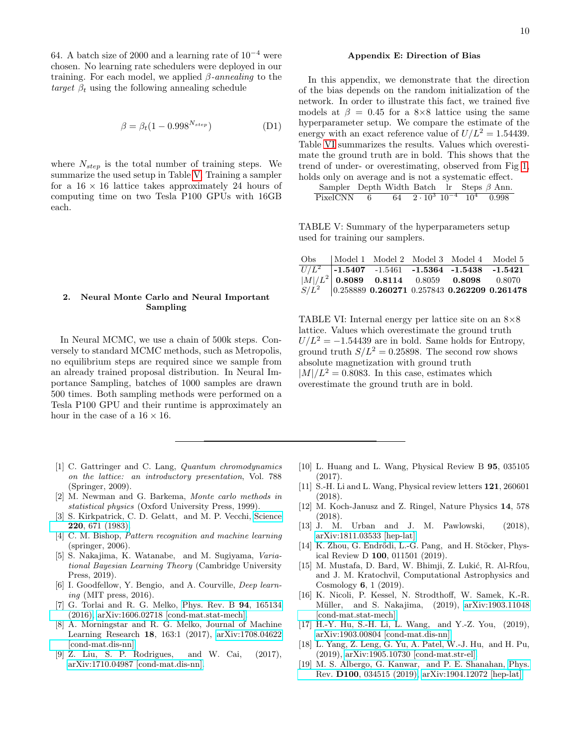64. A batch size of 2000 and a learning rate of $10^{-4}$ were chosen. No learning rate schedulers were deployed in our training. For each model, we applied *β-annealing* to the *target* $\beta_t$ using the following annealing schedule

$$\beta = \beta_t(1 - 0.998^{N_{step}}) \tag{D1}$$

where $N_{step}$ is the total number of training steps. We summarize the used setup in Table V. Training a sampler for a $16 \times 16$ lattice takes approximately 24 hours of computing time on two Tesla P100 GPUs with 16GB each.

### 2. Neural Monte Carlo and Neural Important Sampling

In Neural MCMC, we use a chain of 500k steps. Conversely to standard MCMC methods, such as Metropolis, no equilibrium steps are required since we sample from an already trained proposal distribution. In Neural Importance Sampling, batches of 1000 samples are drawn 500 times. Both sampling methods were performed on a Tesla P100 GPU and their runtime is approximately an hour in the case of a $16 \times 16$.

## Appendix E: Direction of Bias

In this appendix, we demonstrate that the direction of the bias depends on the random initialization of the network. In order to illustrate this fact, we trained five models at $\beta = 0.45$ for a 8×8 lattice using the same hyperparameter setup. We compare the estimate of the energy with an exact reference value of $U/L^2 = 1.54439$. Table VI summarizes the results. Values which overestimate the ground truth are in bold. This shows that the trend of under- or overestimating, observed from Fig 1, holds only on average and is not a systematic effect.

| Sampler | Depth | Width | Batch | lr | Steps | $\beta$ Ann. |
|---|---|---|---|---|---|---|
| PixelCNN | 6 | 64 | $2 \cdot 10^3$ | $10^{-4}$ | $10^4$ | 0.998 |

TABLE V: Summary of the hyperparameters setup used for training our samplers.

| Obs | Model 1 | Model 2 | Model 3 | Model 4 | Model 5 |
|---|---|---|---|---|---|
| $U/L^2$ | **-1.5407** | -1.5461 | **-1.5364** | **-1.5438** | **-1.5421** |
| $\lvert M\rvert/L^2$ | **0.8089** | **0.8114** | 0.8059 | **0.8098** | 0.8070 |
| $S/L^2$ | 0.258889 | **0.260271** | 0.257843 | **0.262209** | **0.261478** |

TABLE VI: Internal energy per lattice site on an 8×8 lattice. Values which overestimate the ground truth $U/L^2 = -1.54439$ are in bold. Same holds for Entropy, ground truth $S/L^2 = 0.25898$. The second row shows absolute magnetization with ground truth $|M|/L^2 = 0.8083$. In this case, estimates which overestimate the ground truth are in bold.

---

[1] C. Gattringer and C. Lang, *Quantum chromodynamics on the lattice: an introductory presentation*, Vol. 788 (Springer, 2009).

[2] M. Newman and G. Barkema, *Monte carlo methods in statistical physics* (Oxford University Press, 1999).

[3] S. Kirkpatrick, C. D. Gelatt, and M. P. Vecchi, Science **220**, 671 (1983).

[4] C. M. Bishop, *Pattern recognition and machine learning* (springer, 2006).

[5] S. Nakajima, K. Watanabe, and M. Sugiyama, *Variational Bayesian Learning Theory* (Cambridge University Press, 2019).

[6] I. Goodfellow, Y. Bengio, and A. Courville, *Deep learning* (MIT press, 2016).

[7] G. Torlai and R. G. Melko, Phys. Rev. B **94**, 165134 (2016), arXiv:1606.02718 [cond-mat.stat-mech].

[8] A. Morningstar and R. G. Melko, Journal of Machine Learning Research **18**, 163:1 (2017), arXiv:1708.04622 [cond-mat.dis-nn].

[9] Z. Liu, S. P. Rodrigues, and W. Cai, (2017), arXiv:1710.04987 [cond-mat.dis-nn].

[10] L. Huang and L. Wang, Physical Review B **95**, 035105 (2017).

[11] S.-H. Li and L. Wang, Physical review letters **121**, 260601 (2018).

[12] M. Koch-Janusz and Z. Ringel, Nature Physics **14**, 578 (2018).

[13] J. M. Urban and J. M. Pawlowski, (2018), arXiv:1811.03533 [hep-lat].

[14] K. Zhou, G. Endrődi, L.-G. Pang, and H. Stöcker, Physical Review D **100**, 011501 (2019).

[15] M. Mustafa, D. Bard, W. Bhimji, Z. Lukić, R. Al-Rfou, and J. M. Kratochvil, Computational Astrophysics and Cosmology **6**, 1 (2019).

[16] K. Nicoli, P. Kessel, N. Strodthoff, W. Samek, K.-R. Müller, and S. Nakajima, (2019), arXiv:1903.11048 [cond-mat.stat-mech].

[17] H.-Y. Hu, S.-H. Li, L. Wang, and Y.-Z. You, (2019), arXiv:1903.00804 [cond-mat.dis-nn].

[18] L. Yang, Z. Leng, G. Yu, A. Patel, W.-J. Hu, and H. Pu, (2019), arXiv:1905.10730 [cond-mat.str-el].

[19] M. S. Albergo, G. Kanwar, and P. E. Shanahan, Phys. Rev. **D100**, 034515 (2019), arXiv:1904.12072 [hep-lat].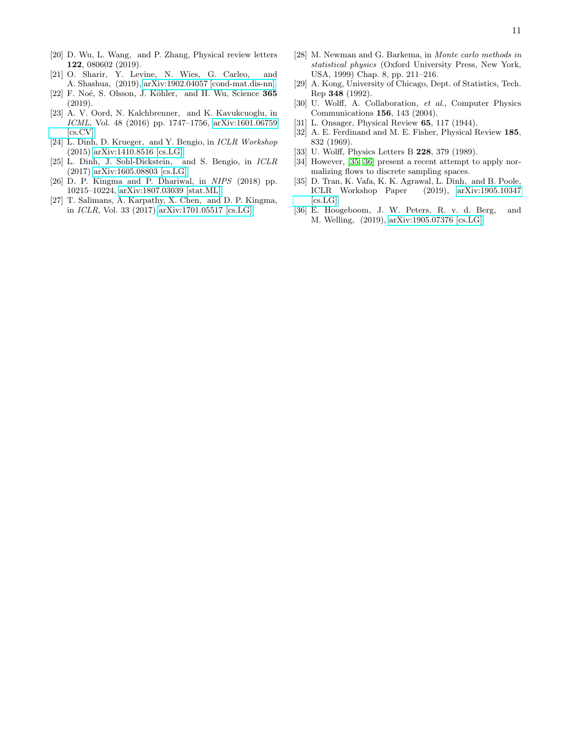[20] D. Wu, L. Wang, and P. Zhang, Physical review letters **122**, 080602 (2019).

[21] O. Sharir, Y. Levine, N. Wies, G. Carleo, and A. Shashua, (2019), arXiv:1902.04057 [cond-mat.dis-nn].

[22] F. Noé, S. Olsson, J. Köhler, and H. Wu, Science **365** (2019).

[23] A. V. Oord, N. Kalchbrenner, and K. Kavukcuoglu, in *ICML*, Vol. 48 (2016) pp. 1747–1756, arXiv:1601.06759 [cs.CV].

[24] L. Dinh, D. Krueger, and Y. Bengio, in *ICLR Workshop* (2015) arXiv:1410.8516 [cs.LG].

[25] L. Dinh, J. Sohl-Dickstein, and S. Bengio, in *ICLR* (2017) arXiv:1605.08803 [cs.LG].

[26] D. P. Kingma and P. Dhariwal, in *NIPS* (2018) pp. 10215–10224, arXiv:1807.03039 [stat.ML].

[27] T. Salimans, A. Karpathy, X. Chen, and D. P. Kingma, in *ICLR*, Vol. 33 (2017) arXiv:1701.05517 [cs.LG].

[28] M. Newman and G. Barkema, in *Monte carlo methods in statistical physics* (Oxford University Press, New York, USA, 1999) Chap. 8, pp. 211–216.

[29] A. Kong, University of Chicago, Dept. of Statistics, Tech. Rep **348** (1992).

[30] U. Wolff, A. Collaboration, *et al.*, Computer Physics Communications **156**, 143 (2004).

[31] L. Onsager, Physical Review **65**, 117 (1944).

[32] A. E. Ferdinand and M. E. Fisher, Physical Review **185**, 832 (1969).

[33] U. Wolff, Physics Letters B **228**, 379 (1989).

[34] However, [35, 36] present a recent attempt to apply normalizing flows to discrete sampling spaces.

[35] D. Tran, K. Vafa, K. K. Agrawal, L. Dinh, and B. Poole, ICLR Workshop Paper (2019), arXiv:1905.10347 [cs.LG].

[36] E. Hoogeboom, J. W. Peters, R. v. d. Berg, and M. Welling, (2019), arXiv:1905.07376 [cs.LG].